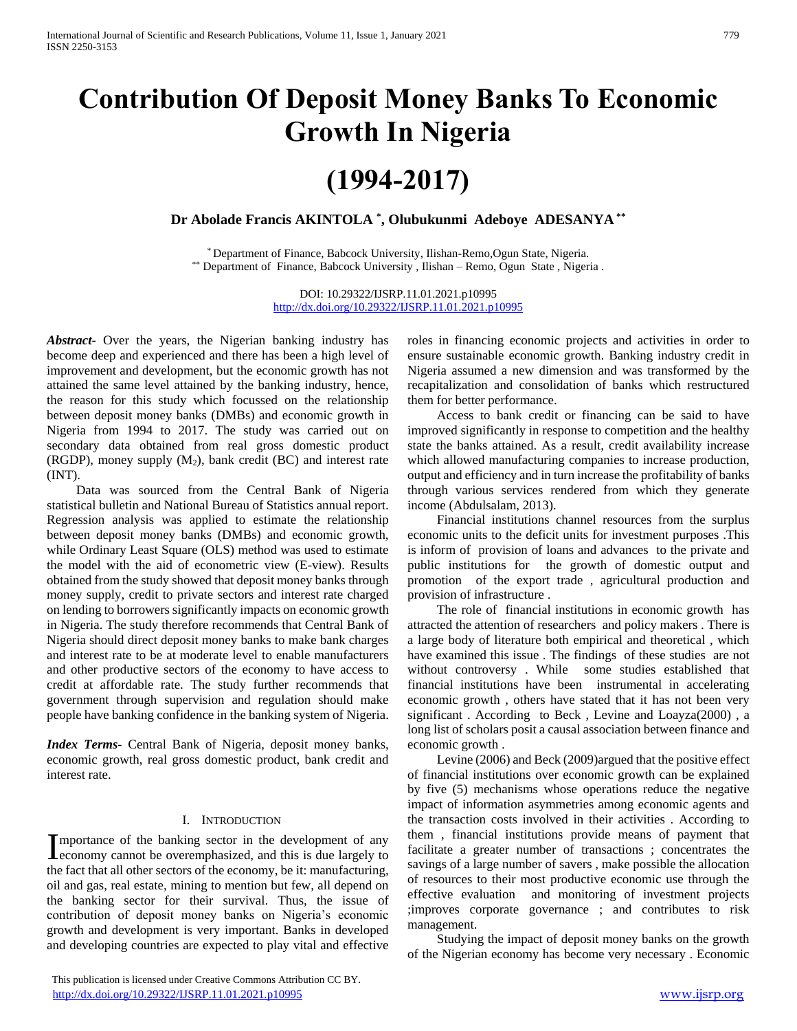# Contribution Of Deposit Money Banks To Economic Growth In Nigeria

# (1994-2017)

**Dr Abolade Francis AKINTOLA [*], Olubukunmi Adeboye ADESANYA [**]**

[*] Department of Finance, Babcock University, Ilishan-Remo,Ogun State, Nigeria.
[**] Department of Finance, Babcock University , Ilishan – Remo, Ogun State , Nigeria .

DOI: 10.29322/IJSRP.11.01.2021.p10995
http://dx.doi.org/10.29322/IJSRP.11.01.2021.p10995

***Abstract***- Over the years, the Nigerian banking industry has become deep and experienced and there has been a high level of improvement and development, but the economic growth has not attained the same level attained by the banking industry, hence, the reason for this study which focussed on the relationship between deposit money banks (DMBs) and economic growth in Nigeria from 1994 to 2017. The study was carried out on secondary data obtained from real gross domestic product (RGDP), money supply ($M_2$), bank credit (BC) and interest rate (INT).

Data was sourced from the Central Bank of Nigeria statistical bulletin and National Bureau of Statistics annual report. Regression analysis was applied to estimate the relationship between deposit money banks (DMBs) and economic growth, while Ordinary Least Square (OLS) method was used to estimate the model with the aid of econometric view (E-view). Results obtained from the study showed that deposit money banks through money supply, credit to private sectors and interest rate charged on lending to borrowers significantly impacts on economic growth in Nigeria. The study therefore recommends that Central Bank of Nigeria should direct deposit money banks to make bank charges and interest rate to be at moderate level to enable manufacturers and other productive sectors of the economy to have access to credit at affordable rate. The study further recommends that government through supervision and regulation should make people have banking confidence in the banking system of Nigeria.

***Index Terms***- Central Bank of Nigeria, deposit money banks, economic growth, real gross domestic product, bank credit and interest rate.

## I. INTRODUCTION

Importance of the banking sector in the development of any economy cannot be overemphasized, and this is due largely to the fact that all other sectors of the economy, be it: manufacturing, oil and gas, real estate, mining to mention but few, all depend on the banking sector for their survival. Thus, the issue of contribution of deposit money banks on Nigeria's economic growth and development is very important. Banks in developed and developing countries are expected to play vital and effective roles in financing economic projects and activities in order to ensure sustainable economic growth. Banking industry credit in Nigeria assumed a new dimension and was transformed by the recapitalization and consolidation of banks which restructured them for better performance.

Access to bank credit or financing can be said to have improved significantly in response to competition and the healthy state the banks attained. As a result, credit availability increase which allowed manufacturing companies to increase production, output and efficiency and in turn increase the profitability of banks through various services rendered from which they generate income (Abdulsalam, 2013).

Financial institutions channel resources from the surplus economic units to the deficit units for investment purposes .This is inform of provision of loans and advances to the private and public institutions for the growth of domestic output and promotion of the export trade , agricultural production and provision of infrastructure .

The role of financial institutions in economic growth has attracted the attention of researchers and policy makers . There is a large body of literature both empirical and theoretical , which have examined this issue . The findings of these studies are not without controversy . While some studies established that financial institutions have been instrumental in accelerating economic growth , others have stated that it has not been very significant . According to Beck , Levine and Loayza(2000) , a long list of scholars posit a causal association between finance and economic growth .

Levine (2006) and Beck (2009)argued that the positive effect of financial institutions over economic growth can be explained by five (5) mechanisms whose operations reduce the negative impact of information asymmetries among economic agents and the transaction costs involved in their activities . According to them , financial institutions provide means of payment that facilitate a greater number of transactions ; concentrates the savings of a large number of savers , make possible the allocation of resources to their most productive economic use through the effective evaluation and monitoring of investment projects ;improves corporate governance ; and contributes to risk management.

Studying the impact of deposit money banks on the growth of the Nigerian economy has become very necessary . Economic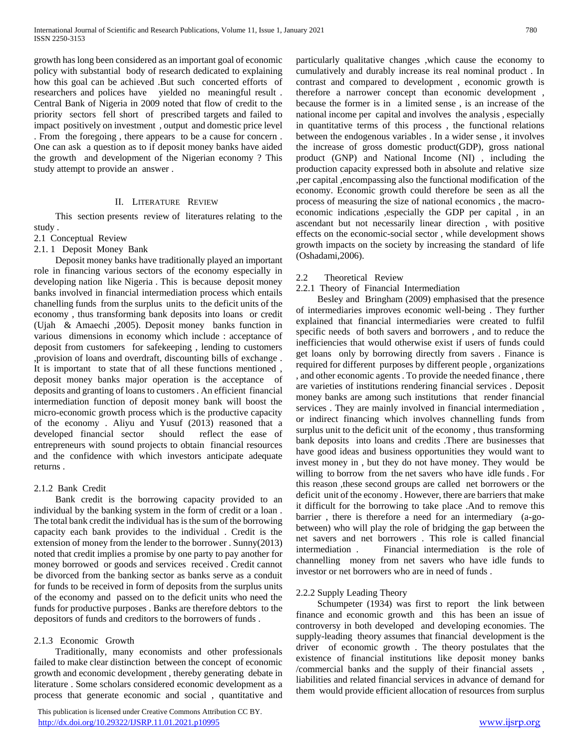growth has long been considered as an important goal of economic policy with substantial body of research dedicated to explaining how this goal can be achieved .But such concerted efforts of researchers and polices have yielded no meaningful result . Central Bank of Nigeria in 2009 noted that flow of credit to the priority sectors fell short of prescribed targets and failed to impact positively on investment , output and domestic price level . From the foregoing , there appears to be a cause for concern . One can ask a question as to if deposit money banks have aided the growth and development of the Nigerian economy ? This study attempt to provide an answer .

## II. Literature Review

This section presents review of literatures relating to the study .

### 2.1 Conceptual Review

#### 2.1. 1 Deposit Money Bank

Deposit money banks have traditionally played an important role in financing various sectors of the economy especially in developing nation like Nigeria . This is because deposit money banks involved in financial intermediation process which entails chanelling funds from the surplus units to the deficit units of the economy , thus transforming bank deposits into loans or credit (Ujah & Amaechi ,2005). Deposit money banks function in various dimensions in economy which include : acceptance of deposit from customers for safekeeping , lending to customers ,provision of loans and overdraft, discounting bills of exchange . It is important to state that of all these functions mentioned , deposit money banks major operation is the acceptance of deposits and granting of loans to customers . An efficient financial intermediation function of deposit money bank will boost the micro-economic growth process which is the productive capacity of the economy . Aliyu and Yusuf (2013) reasoned that a developed financial sector should reflect the ease of entrepreneurs with sound projects to obtain financial resources and the confidence with which investors anticipate adequate returns .

#### 2.1.2 Bank Credit

Bank credit is the borrowing capacity provided to an individual by the banking system in the form of credit or a loan . The total bank credit the individual has is the sum of the borrowing capacity each bank provides to the individual . Credit is the extension of money from the lender to the borrower . Sunny(2013) noted that credit implies a promise by one party to pay another for money borrowed or goods and services received . Credit cannot be divorced from the banking sector as banks serve as a conduit for funds to be received in form of deposits from the surplus units of the economy and passed on to the deficit units who need the funds for productive purposes . Banks are therefore debtors to the depositors of funds and creditors to the borrowers of funds .

#### 2.1.3 Economic Growth

Traditionally, many economists and other professionals failed to make clear distinction between the concept of economic growth and economic development , thereby generating debate in literature . Some scholars considered economic development as a process that generate economic and social , quantitative and particularly qualitative changes ,which cause the economy to cumulatively and durably increase its real nominal product . In contrast and compared to development , economic growth is therefore a narrower concept than economic development , because the former is in a limited sense , is an increase of the national income per capital and involves the analysis , especially in quantitative terms of this process , the functional relations between the endogenous variables . In a wider sense , it involves the increase of gross domestic product(GDP), gross national product (GNP) and National Income (NI) , including the production capacity expressed both in absolute and relative size ,per capital ,encompassing also the functional modification of the economy. Economic growth could therefore be seen as all the process of measuring the size of national economics , the macro-economic indications ,especially the GDP per capital , in an ascendant but not necessarily linear direction , with positive effects on the economic-social sector , while development shows growth impacts on the society by increasing the standard of life (Oshadami,2006).

### 2.2 Theoretical Review

#### 2.2.1 Theory of Financial Intermediation

Besley and Bringham (2009) emphasised that the presence of intermediaries improves economic well-being . They further explained that financial intermediaries were created to fulfil specific needs of both savers and borrowers , and to reduce the inefficiencies that would otherwise exist if users of funds could get loans only by borrowing directly from savers . Finance is required for different purposes by different people , organizations , and other economic agents . To provide the needed finance , there are varieties of institutions rendering financial services . Deposit money banks are among such institutions that render financial services . They are mainly involved in financial intermediation , or indirect financing which involves channelling funds from surplus unit to the deficit unit of the economy , thus transforming bank deposits into loans and credits .There are businesses that have good ideas and business opportunities they would want to invest money in , but they do not have money. They would be willing to borrow from the net savers who have idle funds . For this reason ,these second groups are called net borrowers or the deficit unit of the economy . However, there are barriers that make it difficult for the borrowing to take place .And to remove this barrier , there is therefore a need for an intermediary (a-go-between) who will play the role of bridging the gap between the net savers and net borrowers . This role is called financial intermediation . Financial intermediation is the role of channelling money from net savers who have idle funds to investor or net borrowers who are in need of funds .

#### 2.2.2 Supply Leading Theory

Schumpeter (1934) was first to report the link between finance and economic growth and this has been an issue of controversy in both developed and developing economies. The supply-leading theory assumes that financial development is the driver of economic growth . The theory postulates that the existence of financial institutions like deposit money banks /commercial banks and the supply of their financial assets , liabilities and related financial services in advance of demand for them would provide efficient allocation of resources from surplus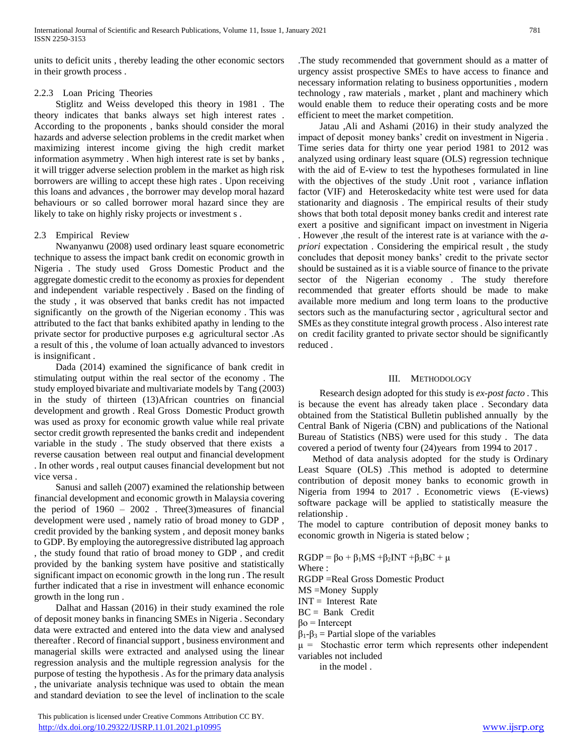units to deficit units , thereby leading the other economic sectors in their growth process .

### 2.2.3 Loan Pricing Theories

Stiglitz and Weiss developed this theory in 1981 . The theory indicates that banks always set high interest rates . According to the proponents , banks should consider the moral hazards and adverse selection problems in the credit market when maximizing interest income giving the high credit market information asymmetry . When high interest rate is set by banks , it will trigger adverse selection problem in the market as high risk borrowers are willing to accept these high rates . Upon receiving this loans and advances , the borrower may develop moral hazard behaviours or so called borrower moral hazard since they are likely to take on highly risky projects or investment s .

## 2.3 Empirical Review

Nwanyanwu (2008) used ordinary least square econometric technique to assess the impact bank credit on economic growth in Nigeria . The study used Gross Domestic Product and the aggregate domestic credit to the economy as proxies for dependent and independent variable respectively . Based on the finding of the study , it was observed that banks credit has not impacted significantly on the growth of the Nigerian economy . This was attributed to the fact that banks exhibited apathy in lending to the private sector for productive purposes e.g agricultural sector .As a result of this , the volume of loan actually advanced to investors is insignificant .

Dada (2014) examined the significance of bank credit in stimulating output within the real sector of the economy . The study employed bivariate and multivariate models by Tang (2003) in the study of thirteen (13)African countries on financial development and growth . Real Gross Domestic Product growth was used as proxy for economic growth value while real private sector credit growth represented the banks credit and independent variable in the study . The study observed that there exists a reverse causation between real output and financial development . In other words , real output causes financial development but not vice versa .

Sanusi and salleh (2007) examined the relationship between financial development and economic growth in Malaysia covering the period of 1960 – 2002 . Three(3)measures of financial development were used , namely ratio of broad money to GDP , credit provided by the banking system , and deposit money banks to GDP. By employing the autoregressive distributed lag approach , the study found that ratio of broad money to GDP , and credit provided by the banking system have positive and statistically significant impact on economic growth in the long run . The result further indicated that a rise in investment will enhance economic growth in the long run .

Dalhat and Hassan (2016) in their study examined the role of deposit money banks in financing SMEs in Nigeria . Secondary data were extracted and entered into the data view and analysed thereafter . Record of financial support , business environment and managerial skills were extracted and analysed using the linear regression analysis and the multiple regression analysis for the purpose of testing the hypothesis . As for the primary data analysis , the univariate analysis technique was used to obtain the mean and standard deviation to see the level of inclination to the scale .The study recommended that government should as a matter of urgency assist prospective SMEs to have access to finance and necessary information relating to business opportunities , modern technology , raw materials , market , plant and machinery which would enable them to reduce their operating costs and be more efficient to meet the market competition.

Jatau ,Ali and Ashami (2016) in their study analyzed the impact of deposit money banks' credit on investment in Nigeria . Time series data for thirty one year period 1981 to 2012 was analyzed using ordinary least square (OLS) regression technique with the aid of E-view to test the hypotheses formulated in line with the objectives of the study .Unit root , variance inflation factor (VIF) and Heteroskedacity white test were used for data stationarity and diagnosis . The empirical results of their study shows that both total deposit money banks credit and interest rate exert a positive and significant impact on investment in Nigeria . However ,the result of the interest rate is at variance with the *a-priori* expectation . Considering the empirical result , the study concludes that deposit money banks' credit to the private sector should be sustained as it is a viable source of finance to the private sector of the Nigerian economy . The study therefore recommended that greater efforts should be made to make available more medium and long term loans to the productive sectors such as the manufacturing sector , agricultural sector and SMEs as they constitute integral growth process . Also interest rate on credit facility granted to private sector should be significantly reduced .

# III. Methodology

Research design adopted for this study is *ex-post facto* . This is because the event has already taken place . Secondary data obtained from the Statistical Bulletin published annually by the Central Bank of Nigeria (CBN) and publications of the National Bureau of Statistics (NBS) were used for this study . The data covered a period of twenty four (24)years from 1994 to 2017 .

Method of data analysis adopted for the study is Ordinary Least Square (OLS) .This method is adopted to determine contribution of deposit money banks to economic growth in Nigeria from 1994 to 2017 . Econometric views (E-views) software package will be applied to statistically measure the relationship .

The model to capture contribution of deposit money banks to economic growth in Nigeria is stated below ;

$$RGDP = \beta o + \beta_1 MS + \beta_2 INT + \beta_3 BC + \mu$$

Where :

RGDP =Real Gross Domestic Product

MS =Money Supply

INT = Interest Rate

BC = Bank Credit

$\beta o$ = Intercept

$\beta_1$-$\beta_3$ = Partial slope of the variables

$\mu$ = Stochastic error term which represents other independent variables not included in the model .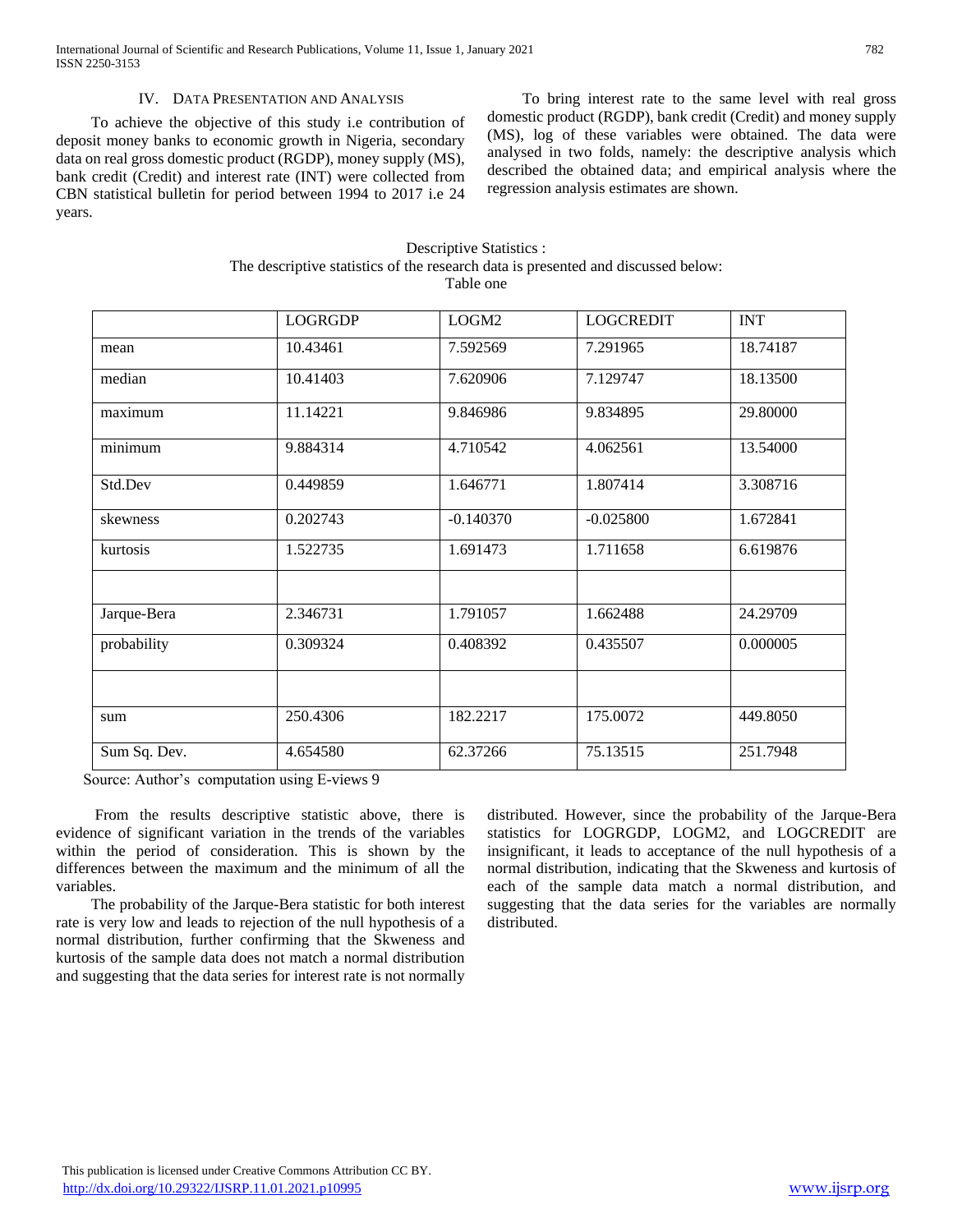## IV. Data Presentation and Analysis

To achieve the objective of this study i.e contribution of deposit money banks to economic growth in Nigeria, secondary data on real gross domestic product (RGDP), money supply (MS), bank credit (Credit) and interest rate (INT) were collected from CBN statistical bulletin for period between 1994 to 2017 i.e 24 years.

To bring interest rate to the same level with real gross domestic product (RGDP), bank credit (Credit) and money supply (MS), log of these variables were obtained. The data were analysed in two folds, namely: the descriptive analysis which described the obtained data; and empirical analysis where the regression analysis estimates are shown.

Descriptive Statistics :

The descriptive statistics of the research data is presented and discussed below:

Table one

| | LOGRGDP | LOGM2 | LOGCREDIT | INT |
|---|---|---|---|---|
| mean | 10.43461 | 7.592569 | 7.291965 | 18.74187 |
| median | 10.41403 | 7.620906 | 7.129747 | 18.13500 |
| maximum | 11.14221 | 9.846986 | 9.834895 | 29.80000 |
| minimum | 9.884314 | 4.710542 | 4.062561 | 13.54000 |
| Std.Dev | 0.449859 | 1.646771 | 1.807414 | 3.308716 |
| skewness | 0.202743 | -0.140370 | -0.025800 | 1.672841 |
| kurtosis | 1.522735 | 1.691473 | 1.711658 | 6.619876 |
| | | | | |
| Jarque-Bera | 2.346731 | 1.791057 | 1.662488 | 24.29709 |
| probability | 0.309324 | 0.408392 | 0.435507 | 0.000005 |
| | | | | |
| sum | 250.4306 | 182.2217 | 175.0072 | 449.8050 |
| Sum Sq. Dev. | 4.654580 | 62.37266 | 75.13515 | 251.7948 |

Source: Author's computation using E-views 9

From the results descriptive statistic above, there is evidence of significant variation in the trends of the variables within the period of consideration. This is shown by the differences between the maximum and the minimum of all the variables.

The probability of the Jarque-Bera statistic for both interest rate is very low and leads to rejection of the null hypothesis of a normal distribution, further confirming that the Skweness and kurtosis of the sample data does not match a normal distribution and suggesting that the data series for interest rate is not normally distributed. However, since the probability of the Jarque-Bera statistics for LOGRGDP, LOGM2, and LOGCREDIT are insignificant, it leads to acceptance of the null hypothesis of a normal distribution, indicating that the Skweness and kurtosis of each of the sample data match a normal distribution, and suggesting that the data series for the variables are normally distributed.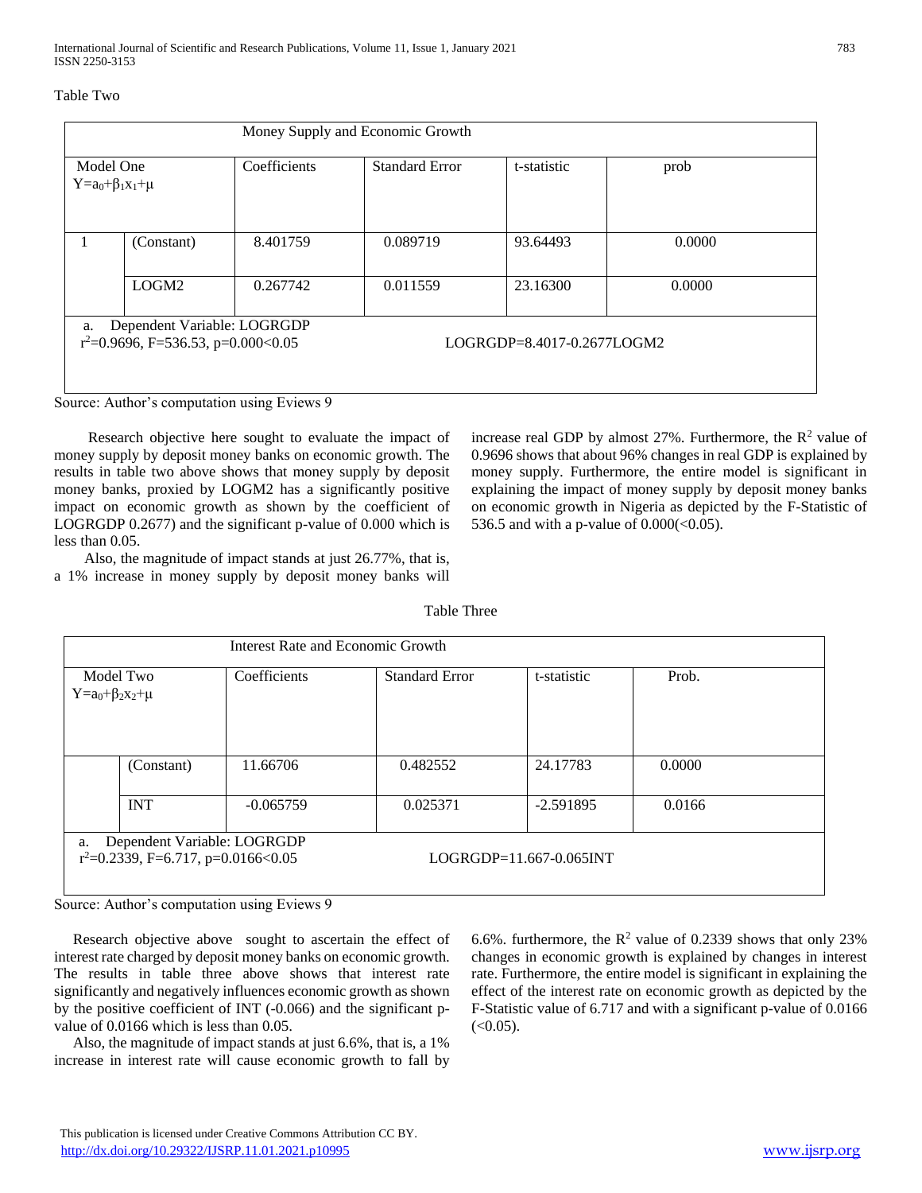Table Two

| Money Supply and Economic Growth | | | | | |
|---|---|---|---|---|---|
| Model One $Y=a_0+\beta_1x_1+\mu$ | | Coefficients | Standard Error | t-statistic | prob |
| 1 | (Constant) | 8.401759 | 0.089719 | 93.64493 | 0.0000 |
| | LOGM2 | 0.267742 | 0.011559 | 23.16300 | 0.0000 |
| a. Dependent Variable: LOGRGDP $r^2=0.9696$, F=536.53, p=0.000<0.05 | | | LOGRGDP=8.4017-0.2677LOGM2 | | |

Source: Author's computation using Eviews 9

Research objective here sought to evaluate the impact of money supply by deposit money banks on economic growth. The results in table two above shows that money supply by deposit money banks, proxied by LOGM2 has a significantly positive impact on economic growth as shown by the coefficient of LOGRGDP 0.2677) and the significant p-value of 0.000 which is less than 0.05.

Also, the magnitude of impact stands at just 26.77%, that is, a 1% increase in money supply by deposit money banks will increase real GDP by almost 27%. Furthermore, the $R^2$ value of 0.9696 shows that about 96% changes in real GDP is explained by money supply. Furthermore, the entire model is significant in explaining the impact of money supply by deposit money banks on economic growth in Nigeria as depicted by the F-Statistic of 536.5 and with a p-value of 0.000(<0.05).

Table Three

| Interest Rate and Economic Growth | | | | | |
|---|---|---|---|---|---|
| Model Two $Y=a_0+\beta_2x_2+\mu$ | | Coefficients | Standard Error | t-statistic | Prob. |
| | (Constant) | 11.66706 | 0.482552 | 24.17783 | 0.0000 |
| | INT | -0.065759 | 0.025371 | -2.591895 | 0.0166 |
| a. Dependent Variable: LOGRGDP $r^2=0.2339$, F=6.717, p=0.0166<0.05 | | | LOGRGDP=11.667-0.065INT | | |

Source: Author's computation using Eviews 9

Research objective above sought to ascertain the effect of interest rate charged by deposit money banks on economic growth. The results in table three above shows that interest rate significantly and negatively influences economic growth as shown by the positive coefficient of INT (-0.066) and the significant p-value of 0.0166 which is less than 0.05.

Also, the magnitude of impact stands at just 6.6%, that is, a 1% increase in interest rate will cause economic growth to fall by 6.6%. furthermore, the $R^2$ value of 0.2339 shows that only 23% changes in economic growth is explained by changes in interest rate. Furthermore, the entire model is significant in explaining the effect of the interest rate on economic growth as depicted by the F-Statistic value of 6.717 and with a significant p-value of 0.0166 (<0.05).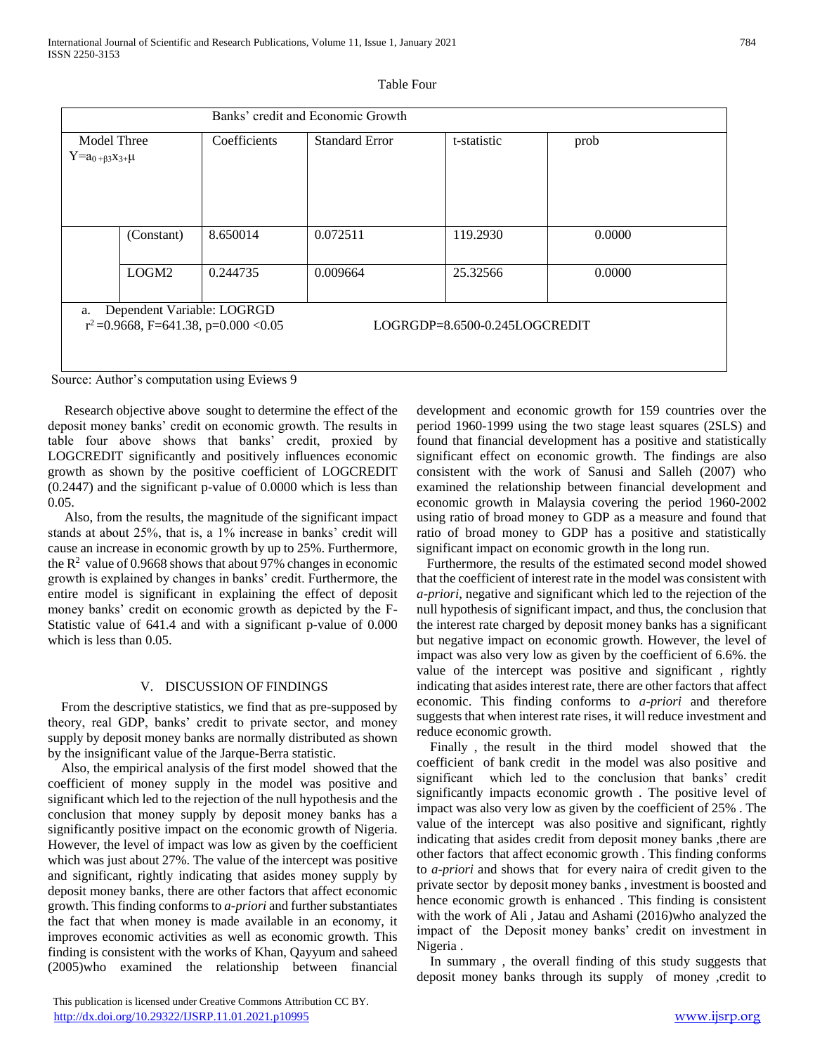Table Four

| Banks' credit and Economic Growth | | | | | |
|---|---|---|---|---|---|
| Model Three $Y=a_{0}+\beta_3 x_3+\mu$ | | Coefficients | Standard Error | t-statistic | prob |
| | (Constant) | 8.650014 | 0.072511 | 119.2930 | 0.0000 |
| | LOGM2 | 0.244735 | 0.009664 | 25.32566 | 0.0000 |
| a. Dependent Variable: LOGRGD $r^2$ =0.9668, F=641.38, p=0.000 <0.05 | | | LOGRGDP=8.6500-0.245LOGCREDIT | | |

Source: Author's computation using Eviews 9

Research objective above sought to determine the effect of the deposit money banks' credit on economic growth. The results in table four above shows that banks' credit, proxied by LOGCREDIT significantly and positively influences economic growth as shown by the positive coefficient of LOGCREDIT (0.2447) and the significant p-value of 0.0000 which is less than 0.05.

Also, from the results, the magnitude of the significant impact stands at about 25%, that is, a 1% increase in banks' credit will cause an increase in economic growth by up to 25%. Furthermore, the $R^2$ value of 0.9668 shows that about 97% changes in economic growth is explained by changes in banks' credit. Furthermore, the entire model is significant in explaining the effect of deposit money banks' credit on economic growth as depicted by the F-Statistic value of 641.4 and with a significant p-value of 0.000 which is less than 0.05.

## V. DISCUSSION OF FINDINGS

From the descriptive statistics, we find that as pre-supposed by theory, real GDP, banks' credit to private sector, and money supply by deposit money banks are normally distributed as shown by the insignificant value of the Jarque-Berra statistic.

Also, the empirical analysis of the first model showed that the coefficient of money supply in the model was positive and significant which led to the rejection of the null hypothesis and the conclusion that money supply by deposit money banks has a significantly positive impact on the economic growth of Nigeria. However, the level of impact was low as given by the coefficient which was just about 27%. The value of the intercept was positive and significant, rightly indicating that asides money supply by deposit money banks, there are other factors that affect economic growth. This finding conforms to *a-priori* and further substantiates the fact that when money is made available in an economy, it improves economic activities as well as economic growth. This finding is consistent with the works of Khan, Qayyum and saheed (2005)who examined the relationship between financial development and economic growth for 159 countries over the period 1960-1999 using the two stage least squares (2SLS) and found that financial development has a positive and statistically significant effect on economic growth. The findings are also consistent with the work of Sanusi and Salleh (2007) who examined the relationship between financial development and economic growth in Malaysia covering the period 1960-2002 using ratio of broad money to GDP as a measure and found that ratio of broad money to GDP has a positive and statistically significant impact on economic growth in the long run.

Furthermore, the results of the estimated second model showed that the coefficient of interest rate in the model was consistent with *a-priori*, negative and significant which led to the rejection of the null hypothesis of significant impact, and thus, the conclusion that the interest rate charged by deposit money banks has a significant but negative impact on economic growth. However, the level of impact was also very low as given by the coefficient of 6.6%. the value of the intercept was positive and significant , rightly indicating that asides interest rate, there are other factors that affect economic. This finding conforms to *a-priori* and therefore suggests that when interest rate rises, it will reduce investment and reduce economic growth.

Finally , the result in the third model showed that the coefficient of bank credit in the model was also positive and significant which led to the conclusion that banks' credit significantly impacts economic growth . The positive level of impact was also very low as given by the coefficient of 25% . The value of the intercept was also positive and significant, rightly indicating that asides credit from deposit money banks ,there are other factors that affect economic growth . This finding conforms to *a-priori* and shows that for every naira of credit given to the private sector by deposit money banks , investment is boosted and hence economic growth is enhanced . This finding is consistent with the work of Ali , Jatau and Ashami (2016)who analyzed the impact of the Deposit money banks' credit on investment in Nigeria .

In summary , the overall finding of this study suggests that deposit money banks through its supply of money ,credit to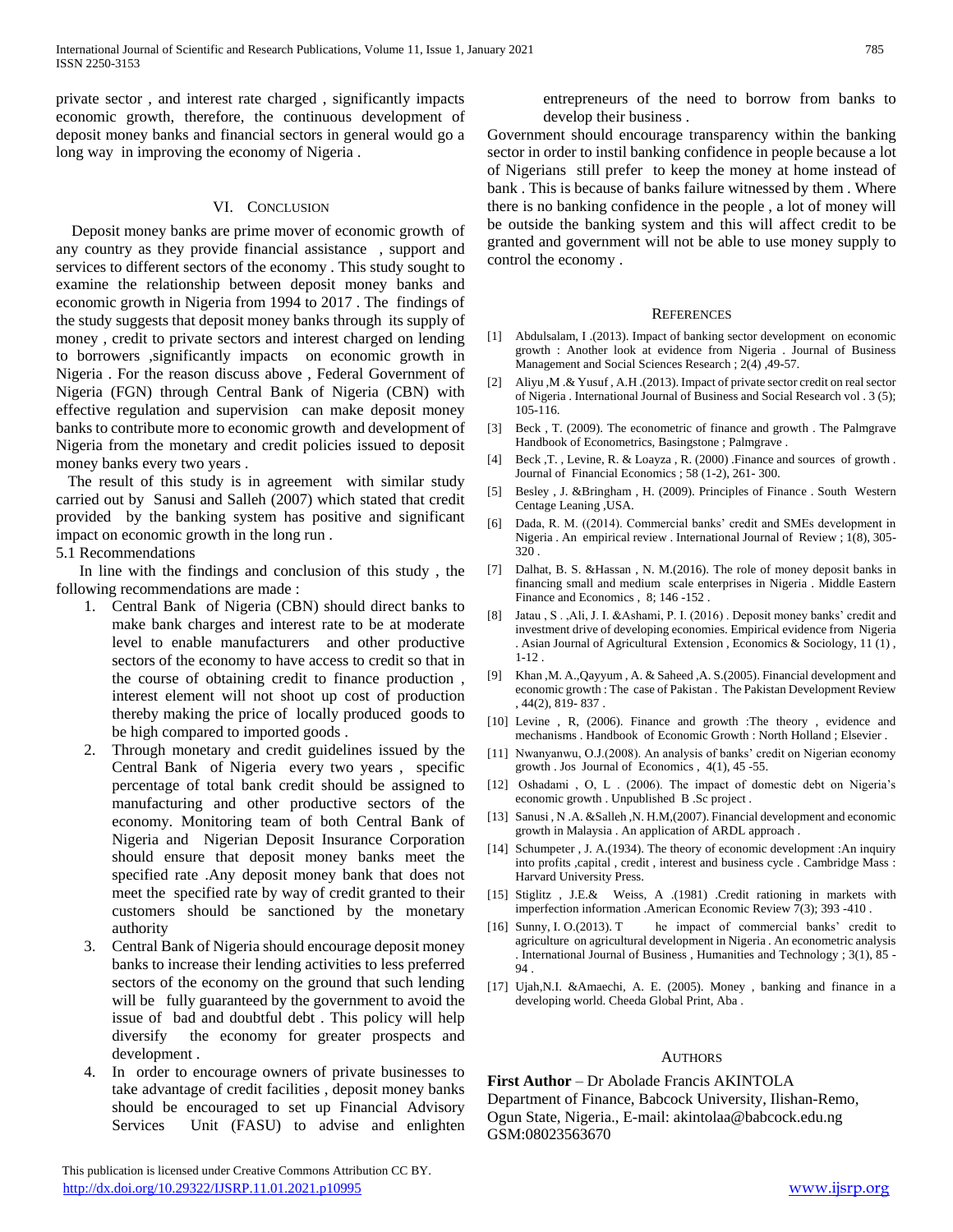private sector , and interest rate charged , significantly impacts economic growth, therefore, the continuous development of deposit money banks and financial sectors in general would go a long way in improving the economy of Nigeria .

## VI. Conclusion

Deposit money banks are prime mover of economic growth of any country as they provide financial assistance , support and services to different sectors of the economy . This study sought to examine the relationship between deposit money banks and economic growth in Nigeria from 1994 to 2017 . The findings of the study suggests that deposit money banks through its supply of money , credit to private sectors and interest charged on lending to borrowers ,significantly impacts on economic growth in Nigeria . For the reason discuss above , Federal Government of Nigeria (FGN) through Central Bank of Nigeria (CBN) with effective regulation and supervision can make deposit money banks to contribute more to economic growth and development of Nigeria from the monetary and credit policies issued to deposit money banks every two years .

The result of this study is in agreement with similar study carried out by Sanusi and Salleh (2007) which stated that credit provided by the banking system has positive and significant impact on economic growth in the long run .

### 5.1 Recommendations

In line with the findings and conclusion of this study , the following recommendations are made :

1. Central Bank of Nigeria (CBN) should direct banks to make bank charges and interest rate to be at moderate level to enable manufacturers and other productive sectors of the economy to have access to credit so that in the course of obtaining credit to finance production , interest element will not shoot up cost of production thereby making the price of locally produced goods to be high compared to imported goods .
2. Through monetary and credit guidelines issued by the Central Bank of Nigeria every two years , specific percentage of total bank credit should be assigned to manufacturing and other productive sectors of the economy. Monitoring team of both Central Bank of Nigeria and Nigerian Deposit Insurance Corporation should ensure that deposit money banks meet the specified rate .Any deposit money bank that does not meet the specified rate by way of credit granted to their customers should be sanctioned by the monetary authority
3. Central Bank of Nigeria should encourage deposit money banks to increase their lending activities to less preferred sectors of the economy on the ground that such lending will be fully guaranteed by the government to avoid the issue of bad and doubtful debt . This policy will help diversify the economy for greater prospects and development .
4. In order to encourage owners of private businesses to take advantage of credit facilities , deposit money banks should be encouraged to set up Financial Advisory Services Unit (FASU) to advise and enlighten entrepreneurs of the need to borrow from banks to develop their business .

Government should encourage transparency within the banking sector in order to instil banking confidence in people because a lot of Nigerians still prefer to keep the money at home instead of bank . This is because of banks failure witnessed by them . Where there is no banking confidence in the people , a lot of money will be outside the banking system and this will affect credit to be granted and government will not be able to use money supply to control the economy .

## References

[1] Abdulsalam, I .(2013). Impact of banking sector development on economic growth : Another look at evidence from Nigeria . Journal of Business Management and Social Sciences Research ; 2(4) ,49-57.

[2] Aliyu ,M .& Yusuf , A.H .(2013). Impact of private sector credit on real sector of Nigeria . International Journal of Business and Social Research vol . 3 (5); 105-116.

[3] Beck , T. (2009). The econometric of finance and growth . The Palmgrave Handbook of Econometrics, Basingstone ; Palmgrave .

[4] Beck ,T. , Levine, R. & Loayza , R. (2000) .Finance and sources of growth . Journal of Financial Economics ; 58 (1-2), 261- 300.

[5] Besley , J. &Bringham , H. (2009). Principles of Finance . South Western Centage Leaning ,USA.

[6] Dada, R. M. ((2014). Commercial banks' credit and SMEs development in Nigeria . An empirical review . International Journal of Review ; 1(8), 305- 320 .

[7] Dalhat, B. S. &Hassan , N. M.(2016). The role of money deposit banks in financing small and medium scale enterprises in Nigeria . Middle Eastern Finance and Economics , 8; 146 -152 .

[8] Jatau , S . ,Ali, J. I. &Ashami, P. I. (2016) . Deposit money banks' credit and investment drive of developing economies. Empirical evidence from Nigeria . Asian Journal of Agricultural Extension , Economics & Sociology, 11 (1) , 1-12 .

[9] Khan ,M. A.,Qayyum , A. & Saheed ,A. S.(2005). Financial development and economic growth : The case of Pakistan . The Pakistan Development Review , 44(2), 819- 837 .

[10] Levine , R, (2006). Finance and growth :The theory , evidence and mechanisms . Handbook of Economic Growth : North Holland ; Elsevier .

[11] Nwanyanwu, O.J.(2008). An analysis of banks' credit on Nigerian economy growth . Jos Journal of Economics , 4(1), 45 -55.

[12] Oshadami , O, L . (2006). The impact of domestic debt on Nigeria's economic growth . Unpublished B .Sc project .

[13] Sanusi , N .A. &Salleh ,N. H.M,(2007). Financial development and economic growth in Malaysia . An application of ARDL approach .

[14] Schumpeter , J. A.(1934). The theory of economic development :An inquiry into profits ,capital , credit , interest and business cycle . Cambridge Mass : Harvard University Press.

[15] Stiglitz , J.E.& Weiss, A .(1981) .Credit rationing in markets with imperfection information .American Economic Review 7(3); 393 -410 .

[16] Sunny, I. O.(2013). T he impact of commercial banks' credit to agriculture on agricultural development in Nigeria . An econometric analysis . International Journal of Business , Humanities and Technology ; 3(1), 85 -94 .

[17] Ujah,N.I. &Amaechi, A. E. (2005). Money , banking and finance in a developing world. Cheeda Global Print, Aba .

## Authors

**First Author** – Dr Abolade Francis AKINTOLA
Department of Finance, Babcock University, Ilishan-Remo, Ogun State, Nigeria., E-mail: akintolaa@babcock.edu.ng
GSM:08023563670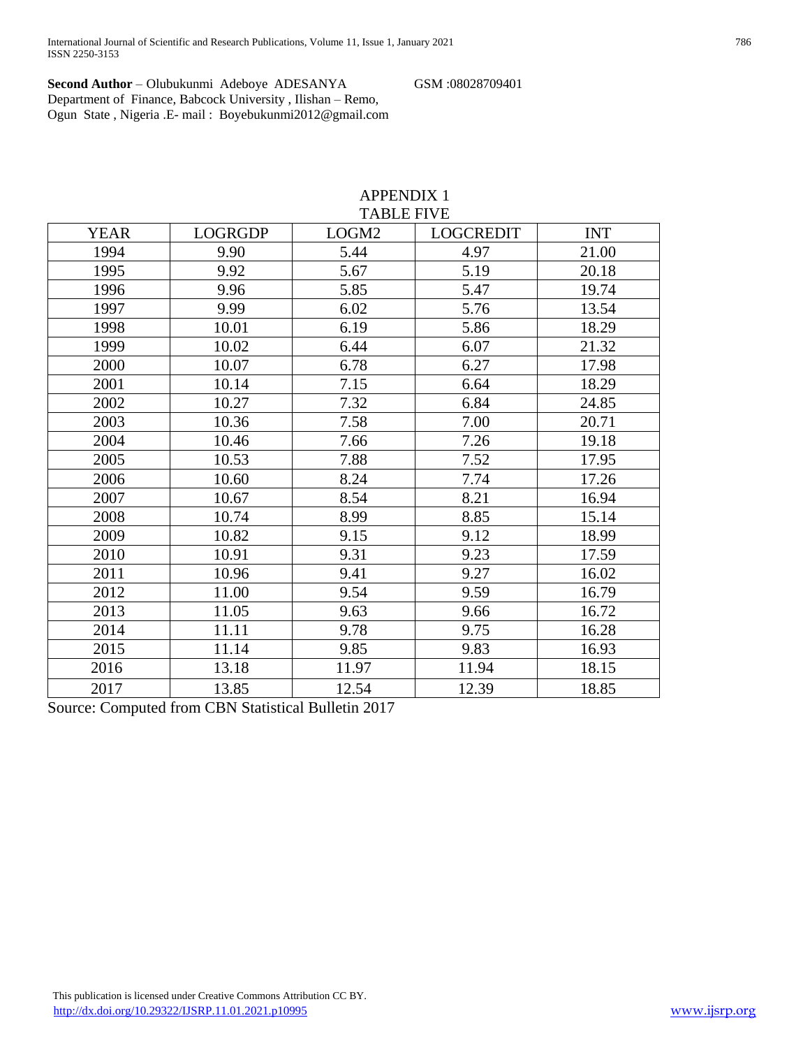**Second Author** – Olubukunmi Adeboye ADESANYA GSM :08028709401
Department of Finance, Babcock University , Ilishan – Remo,
Ogun State , Nigeria .E- mail : Boyebukunmi2012@gmail.com

## APPENDIX 1

### TABLE FIVE

| YEAR | LOGRGDP | LOGM2 | LOGCREDIT | INT |
|---|---|---|---|---|
| 1994 | 9.90 | 5.44 | 4.97 | 21.00 |
| 1995 | 9.92 | 5.67 | 5.19 | 20.18 |
| 1996 | 9.96 | 5.85 | 5.47 | 19.74 |
| 1997 | 9.99 | 6.02 | 5.76 | 13.54 |
| 1998 | 10.01 | 6.19 | 5.86 | 18.29 |
| 1999 | 10.02 | 6.44 | 6.07 | 21.32 |
| 2000 | 10.07 | 6.78 | 6.27 | 17.98 |
| 2001 | 10.14 | 7.15 | 6.64 | 18.29 |
| 2002 | 10.27 | 7.32 | 6.84 | 24.85 |
| 2003 | 10.36 | 7.58 | 7.00 | 20.71 |
| 2004 | 10.46 | 7.66 | 7.26 | 19.18 |
| 2005 | 10.53 | 7.88 | 7.52 | 17.95 |
| 2006 | 10.60 | 8.24 | 7.74 | 17.26 |
| 2007 | 10.67 | 8.54 | 8.21 | 16.94 |
| 2008 | 10.74 | 8.99 | 8.85 | 15.14 |
| 2009 | 10.82 | 9.15 | 9.12 | 18.99 |
| 2010 | 10.91 | 9.31 | 9.23 | 17.59 |
| 2011 | 10.96 | 9.41 | 9.27 | 16.02 |
| 2012 | 11.00 | 9.54 | 9.59 | 16.79 |
| 2013 | 11.05 | 9.63 | 9.66 | 16.72 |
| 2014 | 11.11 | 9.78 | 9.75 | 16.28 |
| 2015 | 11.14 | 9.85 | 9.83 | 16.93 |
| 2016 | 13.18 | 11.97 | 11.94 | 18.15 |
| 2017 | 13.85 | 12.54 | 12.39 | 18.85 |

Source: Computed from CBN Statistical Bulletin 2017